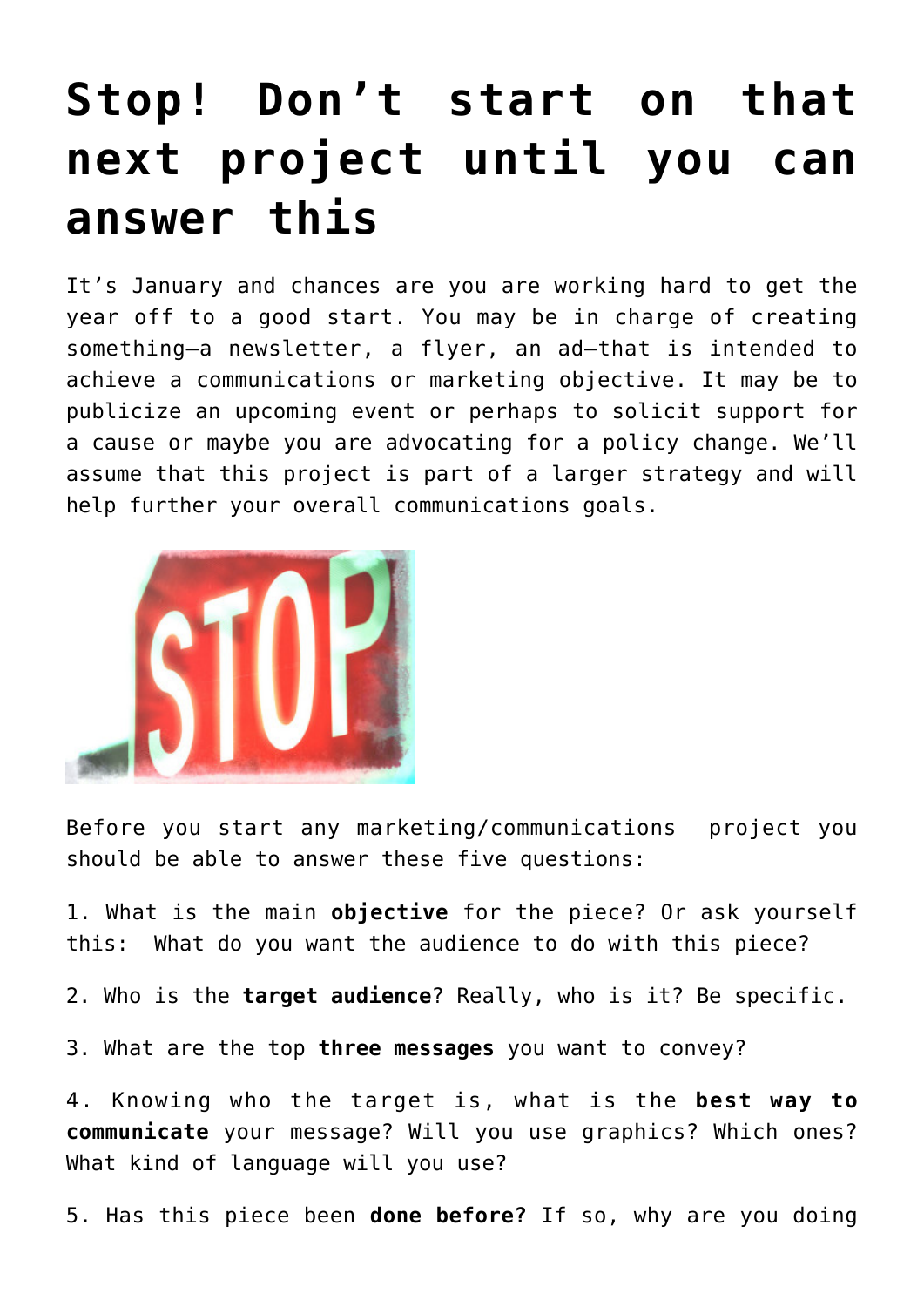# Stop! Don't start on that next project until you can answer this

It's January and chances are you are working hard to get the year off to a good start. You may be in charge of creating something—a newsletter, a flyer, an ad—that is intended to achieve a communications or marketing objective. It may be to publicize an upcoming event or perhaps to solicit support for a cause or maybe you are advocating for a policy change. We'll assume that this project is part of a larger strategy and will help further your overall communications goals.

Before you start any marketing/communications project you should be able to answer these five questions:

1. What is the main **objective** for the piece? Or ask yourself this: What do you want the audience to do with this piece?

2. Who is the **target audience**? Really, who is it? Be specific.

3. What are the top **three messages** you want to convey?

4. Knowing who the target is, what is the **best way to communicate** your message? Will you use graphics? Which ones? What kind of language will you use?

5. Has this piece been **done before?** If so, why are you doing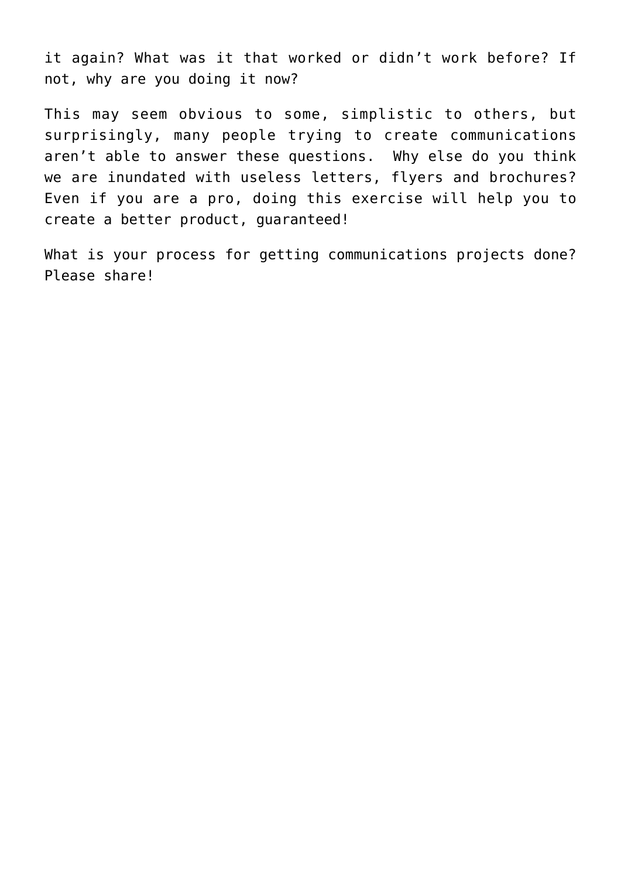it again? What was it that worked or didn’t work before? If not, why are you doing it now?

This may seem obvious to some, simplistic to others, but surprisingly, many people trying to create communications aren’t able to answer these questions. Why else do you think we are inundated with useless letters, flyers and brochures? Even if you are a pro, doing this exercise will help you to create a better product, guaranteed!

What is your process for getting communications projects done? Please share!